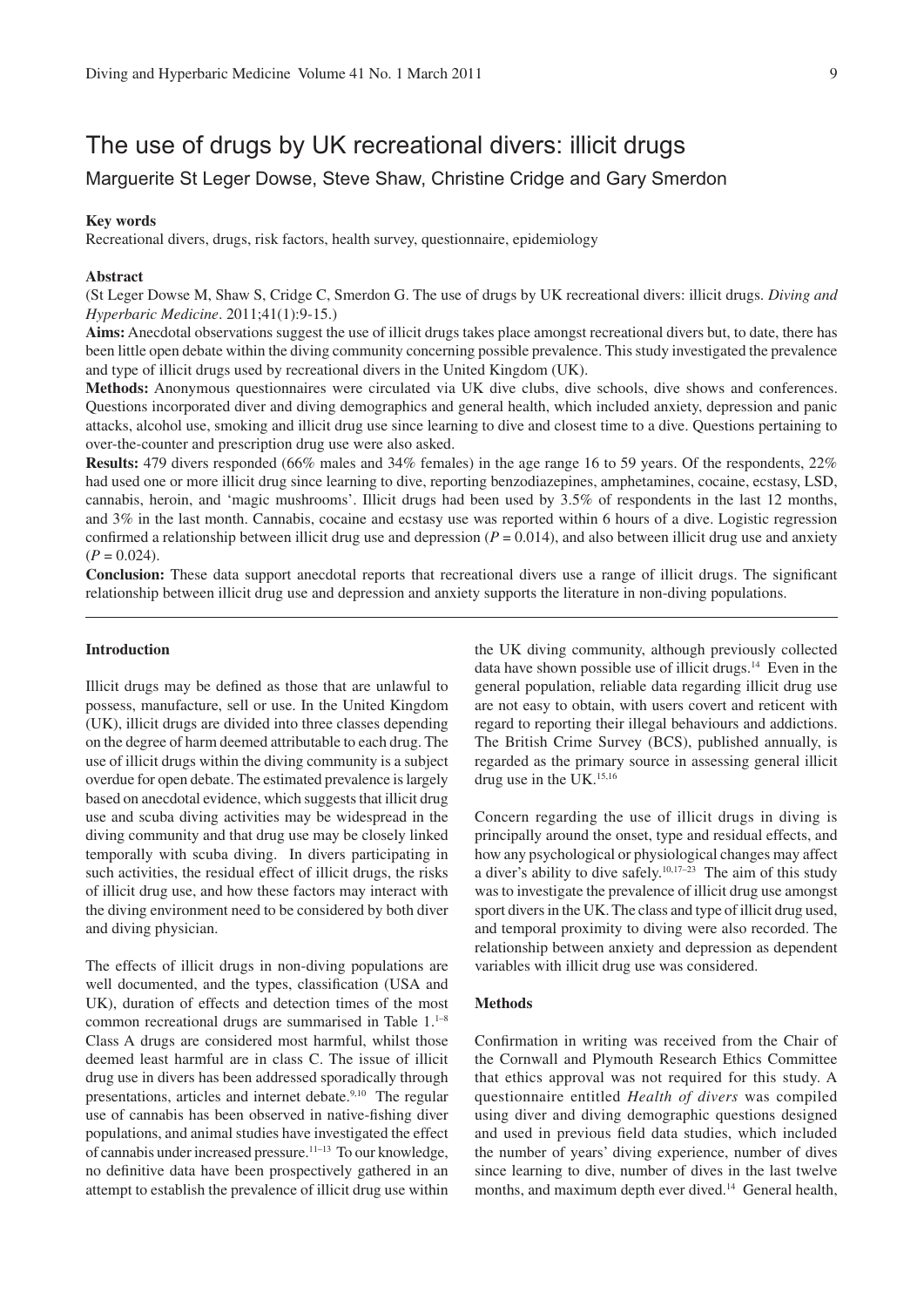# The use of drugs by UK recreational divers: illicit drugs

Marguerite St Leger Dowse, Steve Shaw, Christine Cridge and Gary Smerdon

**Key words**

Recreational divers, drugs, risk factors, health survey, questionnaire, epidemiology

**Abstract**

(St Leger Dowse M, Shaw S, Cridge C, Smerdon G. The use of drugs by UK recreational divers: illicit drugs. *Diving and Hyperbaric Medicine*. 2011;41(1):9-15.)

**Aims:** Anecdotal observations suggest the use of illicit drugs takes place amongst recreational divers but, to date, there has been little open debate within the diving community concerning possible prevalence. This study investigated the prevalence and type of illicit drugs used by recreational divers in the United Kingdom (UK).

**Methods:** Anonymous questionnaires were circulated via UK dive clubs, dive schools, dive shows and conferences. Questions incorporated diver and diving demographics and general health, which included anxiety, depression and panic attacks, alcohol use, smoking and illicit drug use since learning to dive and closest time to a dive. Questions pertaining to over-the-counter and prescription drug use were also asked.

**Results:** 479 divers responded (66% males and 34% females) in the age range 16 to 59 years. Of the respondents, 22% had used one or more illicit drug since learning to dive, reporting benzodiazepines, amphetamines, cocaine, ecstasy, LSD, cannabis, heroin, and 'magic mushrooms'. Illicit drugs had been used by 3.5% of respondents in the last 12 months, and 3% in the last month. Cannabis, cocaine and ecstasy use was reported within 6 hours of a dive. Logistic regression confirmed a relationship between illicit drug use and depression ($P = 0.014$), and also between illicit drug use and anxiety ($P = 0.024$).

**Conclusion:** These data support anecdotal reports that recreational divers use a range of illicit drugs. The significant relationship between illicit drug use and depression and anxiety supports the literature in non-diving populations.

## Introduction

Illicit drugs may be defined as those that are unlawful to possess, manufacture, sell or use. In the United Kingdom (UK), illicit drugs are divided into three classes depending on the degree of harm deemed attributable to each drug. The use of illicit drugs within the diving community is a subject overdue for open debate. The estimated prevalence is largely based on anecdotal evidence, which suggests that illicit drug use and scuba diving activities may be widespread in the diving community and that drug use may be closely linked temporally with scuba diving. In divers participating in such activities, the residual effect of illicit drugs, the risks of illicit drug use, and how these factors may interact with the diving environment need to be considered by both diver and diving physician.

The effects of illicit drugs in non-diving populations are well documented, and the types, classification (USA and UK), duration of effects and detection times of the most common recreational drugs are summarised in Table 1.[1–8] Class A drugs are considered most harmful, whilst those deemed least harmful are in class C. The issue of illicit drug use in divers has been addressed sporadically through presentations, articles and internet debate.[9,10] The regular use of cannabis has been observed in native-fishing diver populations, and animal studies have investigated the effect of cannabis under increased pressure.[11–13] To our knowledge, no definitive data have been prospectively gathered in an attempt to establish the prevalence of illicit drug use within the UK diving community, although previously collected data have shown possible use of illicit drugs.[14] Even in the general population, reliable data regarding illicit drug use are not easy to obtain, with users covert and reticent with regard to reporting their illegal behaviours and addictions. The British Crime Survey (BCS), published annually, is regarded as the primary source in assessing general illicit drug use in the UK.[15,16]

Concern regarding the use of illicit drugs in diving is principally around the onset, type and residual effects, and how any psychological or physiological changes may affect a diver's ability to dive safely.[10,17–23] The aim of this study was to investigate the prevalence of illicit drug use amongst sport divers in the UK. The class and type of illicit drug used, and temporal proximity to diving were also recorded. The relationship between anxiety and depression as dependent variables with illicit drug use was considered.

## Methods

Confirmation in writing was received from the Chair of the Cornwall and Plymouth Research Ethics Committee that ethics approval was not required for this study. A questionnaire entitled *Health of divers* was compiled using diver and diving demographic questions designed and used in previous field data studies, which included the number of years' diving experience, number of dives since learning to dive, number of dives in the last twelve months, and maximum depth ever dived.[14] General health,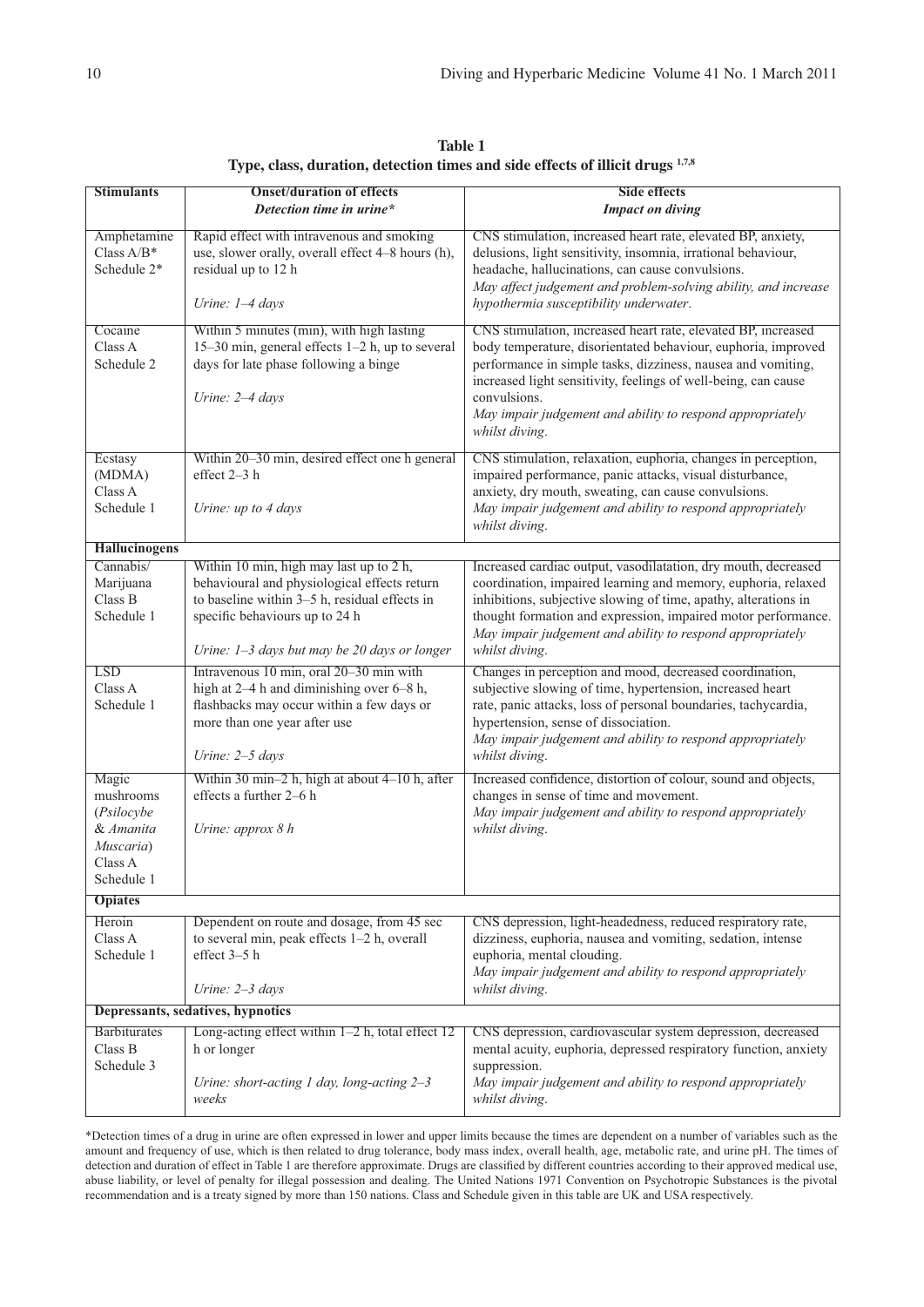**Table 1**
**Type, class, duration, detection times and side effects of illicit drugs [1,7,8]**

| **Stimulants** | **Onset/duration of effects** *Detection time in urine** | **Side effects** *Impact on diving* |
|---|---|---|
| Amphetamine Class A/B* Schedule 2* | Rapid effect with intravenous and smoking use, slower orally, overall effect 4–8 hours (h), residual up to 12 h *Urine: 1–4 days* | CNS stimulation, increased heart rate, elevated BP, anxiety, delusions, light sensitivity, insomnia, irrational behaviour, headache, hallucinations, can cause convulsions. *May affect judgement and problem-solving ability, and increase hypothermia susceptibility underwater.* |
| Cocaine Class A Schedule 2 | Within 5 minutes (min), with high lasting 15–30 min, general effects 1–2 h, up to several days for late phase following a binge *Urine: 2–4 days* | CNS stimulation, increased heart rate, elevated BP, increased body temperature, disorientated behaviour, euphoria, improved performance in simple tasks, dizziness, nausea and vomiting, increased light sensitivity, feelings of well-being, can cause convulsions. *May impair judgement and ability to respond appropriately whilst diving.* |
| Ecstasy (MDMA) Class A Schedule 1 | Within 20–30 min, desired effect one h general effect 2–3 h *Urine: up to 4 days* | CNS stimulation, relaxation, euphoria, changes in perception, impaired performance, panic attacks, visual disturbance, anxiety, dry mouth, sweating, can cause convulsions. *May impair judgement and ability to respond appropriately whilst diving.* |
| **Hallucinogens** | | |
| Cannabis/ Marijuana Class B Schedule 1 | Within 10 min, high may last up to 2 h, behavioural and physiological effects return to baseline within 3–5 h, residual effects in specific behaviours up to 24 h *Urine: 1–3 days but may be 20 days or longer* | Increased cardiac output, vasodilatation, dry mouth, decreased coordination, impaired learning and memory, euphoria, relaxed inhibitions, subjective slowing of time, apathy, alterations in thought formation and expression, impaired motor performance. *May impair judgement and ability to respond appropriately whilst diving.* |
| LSD Class A Schedule 1 | Intravenous 10 min, oral 20–30 min with high at 2–4 h and diminishing over 6–8 h, flashbacks may occur within a few days or more than one year after use *Urine: 2–5 days* | Changes in perception and mood, decreased coordination, subjective slowing of time, hypertension, increased heart rate, panic attacks, loss of personal boundaries, tachycardia, hypertension, sense of dissociation. *May impair judgement and ability to respond appropriately whilst diving.* |
| Magic mushrooms (*Psilocybe* & *Amanita Muscaria*) Class A Schedule 1 | Within 30 min–2 h, high at about 4–10 h, after effects a further 2–6 h *Urine: approx 8 h* | Increased confidence, distortion of colour, sound and objects, changes in sense of time and movement. *May impair judgement and ability to respond appropriately whilst diving.* |
| **Opiates** | | |
| Heroin Class A Schedule 1 | Dependent on route and dosage, from 45 sec to several min, peak effects 1–2 h, overall effect 3–5 h *Urine: 2–3 days* | CNS depression, light-headedness, reduced respiratory rate, dizziness, euphoria, nausea and vomiting, sedation, intense euphoria, mental clouding. *May impair judgement and ability to respond appropriately whilst diving.* |
| **Depressants, sedatives, hypnotics** | | |
| Barbiturates Class B Schedule 3 | Long-acting effect within 1–2 h, total effect 12 h or longer *Urine: short-acting 1 day, long-acting 2–3 weeks* | CNS depression, cardiovascular system depression, decreased mental acuity, euphoria, depressed respiratory function, anxiety suppression. *May impair judgement and ability to respond appropriately whilst diving.* |

*Detection times of a drug in urine are often expressed in lower and upper limits because the times are dependent on a number of variables such as the amount and frequency of use, which is then related to drug tolerance, body mass index, overall health, age, metabolic rate, and urine pH. The times of detection and duration of effect in Table 1 are therefore approximate. Drugs are classified by different countries according to their approved medical use, abuse liability, or level of penalty for illegal possession and dealing. The United Nations 1971 Convention on Psychotropic Substances is the pivotal recommendation and is a treaty signed by more than 150 nations. Class and Schedule given in this table are UK and USA respectively.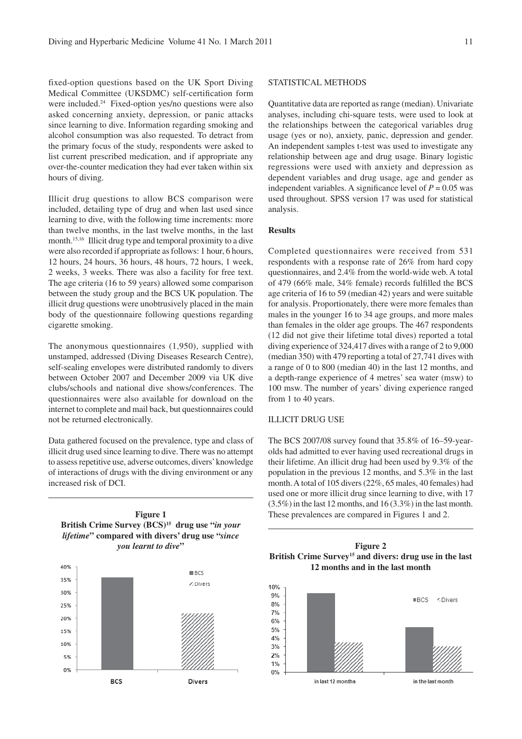fixed-option questions based on the UK Sport Diving Medical Committee (UKSDMC) self-certification form were included.[24] Fixed-option yes/no questions were also asked concerning anxiety, depression, or panic attacks since learning to dive. Information regarding smoking and alcohol consumption was also requested. To detract from the primary focus of the study, respondents were asked to list current prescribed medication, and if appropriate any over-the-counter medication they had ever taken within six hours of diving.

Illicit drug questions to allow BCS comparison were included, detailing type of drug and when last used since learning to dive, with the following time increments: more than twelve months, in the last twelve months, in the last month.[15,16] Illicit drug type and temporal proximity to a dive were also recorded if appropriate as follows: 1 hour, 6 hours, 12 hours, 24 hours, 36 hours, 48 hours, 72 hours, 1 week, 2 weeks, 3 weeks. There was also a facility for free text. The age criteria (16 to 59 years) allowed some comparison between the study group and the BCS UK population. The illicit drug questions were unobtrusively placed in the main body of the questionnaire following questions regarding cigarette smoking.

The anonymous questionnaires (1,950), supplied with unstamped, addressed (Diving Diseases Research Centre), self-sealing envelopes were distributed randomly to divers between October 2007 and December 2009 via UK dive clubs/schools and national dive shows/conferences. The questionnaires were also available for download on the internet to complete and mail back, but questionnaires could not be returned electronically.

Data gathered focused on the prevalence, type and class of illicit drug used since learning to dive. There was no attempt to assess repetitive use, adverse outcomes, divers' knowledge of interactions of drugs with the diving environment or any increased risk of DCI.

**Figure 1**
**British Crime Survey (BCS)[15] drug use "*in your lifetime*" compared with divers' drug use "*since you learnt to dive*"**

## STATISTICAL METHODS

Quantitative data are reported as range (median). Univariate analyses, including chi-square tests, were used to look at the relationships between the categorical variables drug usage (yes or no), anxiety, panic, depression and gender. An independent samples t-test was used to investigate any relationship between age and drug usage. Binary logistic regressions were used with anxiety and depression as dependent variables and drug usage, age and gender as independent variables. A significance level of $P = 0.05$ was used throughout. SPSS version 17 was used for statistical analysis.

## Results

Completed questionnaires were received from 531 respondents with a response rate of 26% from hard copy questionnaires, and 2.4% from the world-wide web. A total of 479 (66% male, 34% female) records fulfilled the BCS age criteria of 16 to 59 (median 42) years and were suitable for analysis. Proportionately, there were more females than males in the younger 16 to 34 age groups, and more males than females in the older age groups. The 467 respondents (12 did not give their lifetime total dives) reported a total diving experience of 324,417 dives with a range of 2 to 9,000 (median 350) with 479 reporting a total of 27,741 dives with a range of 0 to 800 (median 40) in the last 12 months, and a depth-range experience of 4 metres' sea water (msw) to 100 msw. The number of years' diving experience ranged from 1 to 40 years.

## ILLICIT DRUG USE

The BCS 2007/08 survey found that 35.8% of 16–59-year-olds had admitted to ever having used recreational drugs in their lifetime. An illicit drug had been used by 9.3% of the population in the previous 12 months, and 5.3% in the last month. A total of 105 divers (22%, 65 males, 40 females) had used one or more illicit drug since learning to dive, with 17 (3.5%) in the last 12 months, and 16 (3.3%) in the last month. These prevalences are compared in Figures 1 and 2.

**Figure 2**
**British Crime Survey[15] and divers: drug use in the last 12 months and in the last month**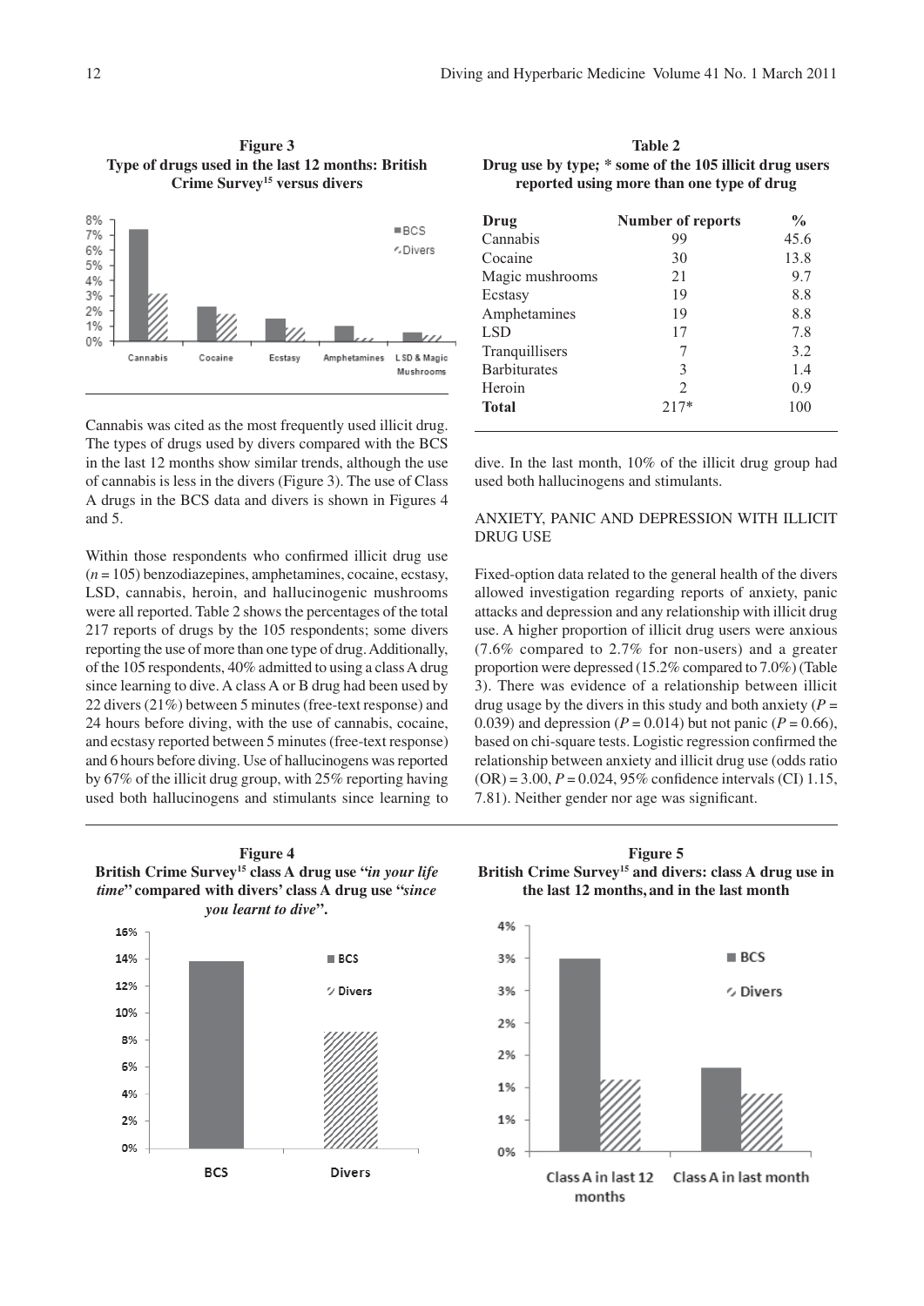**Figure 3**
**Type of drugs used in the last 12 months: British Crime Survey[15] versus divers**

Cannabis was cited as the most frequently used illicit drug. The types of drugs used by divers compared with the BCS in the last 12 months show similar trends, although the use of cannabis is less in the divers (Figure 3). The use of Class A drugs in the BCS data and divers is shown in Figures 4 and 5.

Within those respondents who confirmed illicit drug use ($n$ = 105) benzodiazepines, amphetamines, cocaine, ecstasy, LSD, cannabis, heroin, and hallucinogenic mushrooms were all reported. Table 2 shows the percentages of the total 217 reports of drugs by the 105 respondents; some divers reporting the use of more than one type of drug. Additionally, of the 105 respondents, 40% admitted to using a class A drug since learning to dive. A class A or B drug had been used by 22 divers (21%) between 5 minutes (free-text response) and 24 hours before diving, with the use of cannabis, cocaine, and ecstasy reported between 5 minutes (free-text response) and 6 hours before diving. Use of hallucinogens was reported by 67% of the illicit drug group, with 25% reporting having used both hallucinogens and stimulants since learning to dive. In the last month, 10% of the illicit drug group had used both hallucinogens and stimulants.

**Table 2**
**Drug use by type; \* some of the 105 illicit drug users reported using more than one type of drug**

| Drug | Number of reports | % |
|---|---|---|
| Cannabis | 99 | 45.6 |
| Cocaine | 30 | 13.8 |
| Magic mushrooms | 21 | 9.7 |
| Ecstasy | 19 | 8.8 |
| Amphetamines | 19 | 8.8 |
| LSD | 17 | 7.8 |
| Tranquillisers | 7 | 3.2 |
| Barbiturates | 3 | 1.4 |
| Heroin | 2 | 0.9 |
| **Total** | 217* | 100 |

## ANXIETY, PANIC AND DEPRESSION WITH ILLICIT DRUG USE

Fixed-option data related to the general health of the divers allowed investigation regarding reports of anxiety, panic attacks and depression and any relationship with illicit drug use. A higher proportion of illicit drug users were anxious (7.6% compared to 2.7% for non-users) and a greater proportion were depressed (15.2% compared to 7.0%) (Table 3). There was evidence of a relationship between illicit drug usage by the divers in this study and both anxiety ($P$ = 0.039) and depression ($P$ = 0.014) but not panic ($P$ = 0.66), based on chi-square tests. Logistic regression confirmed the relationship between anxiety and illicit drug use (odds ratio (OR) = 3.00, $P$ = 0.024, 95% confidence intervals (CI) 1.15, 7.81). Neither gender nor age was significant.

**Figure 4**
**British Crime Survey[15] class A drug use "*in your life time*" compared with divers' class A drug use "*since you learnt to dive*".**

**Figure 5**
**British Crime Survey[15] and divers: class A drug use in the last 12 months, and in the last month**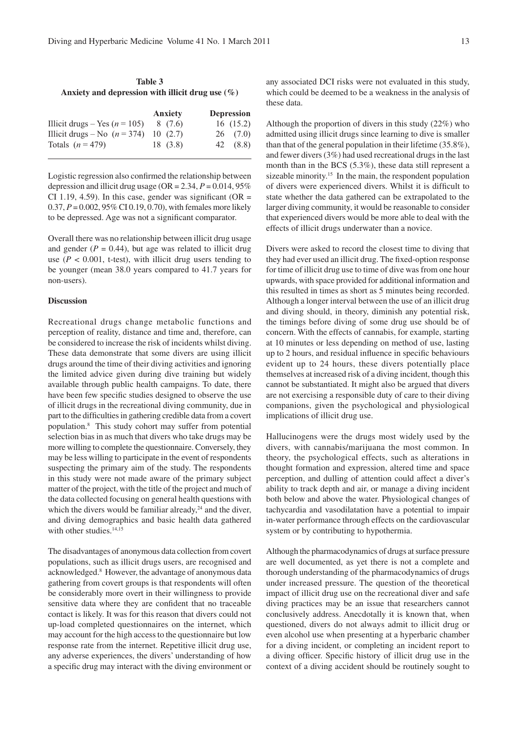**Table 3**
**Anxiety and depression with illicit drug use (%)**

| | Anxiety | Depression |
|---|---|---|
| Illicit drugs – Yes ($n$ = 105) | 8 (7.6) | 16 (15.2) |
| Illicit drugs – No ($n$ = 374) | 10 (2.7) | 26 (7.0) |
| Totals ($n$ = 479) | 18 (3.8) | 42 (8.8) |

Logistic regression also confirmed the relationship between depression and illicit drug usage (OR = 2.34, $P = 0.014$, 95% CI 1.19, 4.59). In this case, gender was significant (OR = 0.37, $P = 0.002$, 95% CI 0.19, 0.70), with females more likely to be depressed. Age was not a significant comparator.

Overall there was no relationship between illicit drug usage and gender ($P = 0.44$), but age was related to illicit drug use ($P < 0.001$, t-test), with illicit drug users tending to be younger (mean 38.0 years compared to 41.7 years for non-users).

**Discussion**

Recreational drugs change metabolic functions and perception of reality, distance and time and, therefore, can be considered to increase the risk of incidents whilst diving. These data demonstrate that some divers are using illicit drugs around the time of their diving activities and ignoring the limited advice given during dive training but widely available through public health campaigns. To date, there have been few specific studies designed to observe the use of illicit drugs in the recreational diving community, due in part to the difficulties in gathering credible data from a covert population.[8] This study cohort may suffer from potential selection bias in as much that divers who take drugs may be more willing to complete the questionnaire. Conversely, they may be less willing to participate in the event of respondents suspecting the primary aim of the study. The respondents in this study were not made aware of the primary subject matter of the project, with the title of the project and much of the data collected focusing on general health questions with which the divers would be familiar already,[24] and the diver, and diving demographics and basic health data gathered with other studies.[14,15]

The disadvantages of anonymous data collection from covert populations, such as illicit drugs users, are recognised and acknowledged.[8] However, the advantage of anonymous data gathering from covert groups is that respondents will often be considerably more overt in their willingness to provide sensitive data where they are confident that no traceable contact is likely. It was for this reason that divers could not up-load completed questionnaires on the internet, which may account for the high access to the questionnaire but low response rate from the internet. Repetitive illicit drug use, any adverse experiences, the divers' understanding of how a specific drug may interact with the diving environment or any associated DCI risks were not evaluated in this study, which could be deemed to be a weakness in the analysis of these data.

Although the proportion of divers in this study (22%) who admitted using illicit drugs since learning to dive is smaller than that of the general population in their lifetime (35.8%), and fewer divers (3%) had used recreational drugs in the last month than in the BCS (5.3%), these data still represent a sizeable minority.[15] In the main, the respondent population of divers were experienced divers. Whilst it is difficult to state whether the data gathered can be extrapolated to the larger diving community, it would be reasonable to consider that experienced divers would be more able to deal with the effects of illicit drugs underwater than a novice.

Divers were asked to record the closest time to diving that they had ever used an illicit drug. The fixed-option response for time of illicit drug use to time of dive was from one hour upwards, with space provided for additional information and this resulted in times as short as 5 minutes being recorded. Although a longer interval between the use of an illicit drug and diving should, in theory, diminish any potential risk, the timings before diving of some drug use should be of concern. With the effects of cannabis, for example, starting at 10 minutes or less depending on method of use, lasting up to 2 hours, and residual influence in specific behaviours evident up to 24 hours, these divers potentially place themselves at increased risk of a diving incident, though this cannot be substantiated. It might also be argued that divers are not exercising a responsible duty of care to their diving companions, given the psychological and physiological implications of illicit drug use.

Hallucinogens were the drugs most widely used by the divers, with cannabis/marijuana the most common. In theory, the psychological effects, such as alterations in thought formation and expression, altered time and space perception, and dulling of attention could affect a diver's ability to track depth and air, or manage a diving incident both below and above the water. Physiological changes of tachycardia and vasodilatation have a potential to impair in-water performance through effects on the cardiovascular system or by contributing to hypothermia.

Although the pharmacodynamics of drugs at surface pressure are well documented, as yet there is not a complete and thorough understanding of the pharmacodynamics of drugs under increased pressure. The question of the theoretical impact of illicit drug use on the recreational diver and safe diving practices may be an issue that researchers cannot conclusively address. Anecdotally it is known that, when questioned, divers do not always admit to illicit drug or even alcohol use when presenting at a hyperbaric chamber for a diving incident, or completing an incident report to a diving officer. Specific history of illicit drug use in the context of a diving accident should be routinely sought to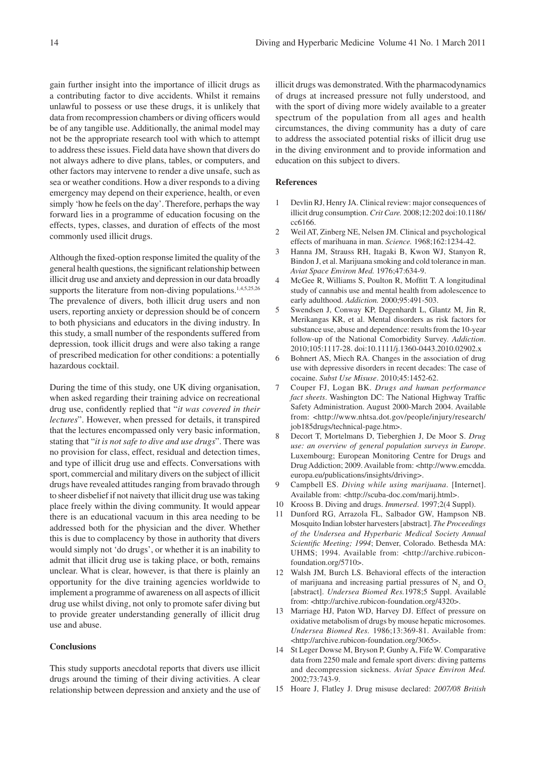gain further insight into the importance of illicit drugs as a contributing factor to dive accidents. Whilst it remains unlawful to possess or use these drugs, it is unlikely that data from recompression chambers or diving officers would be of any tangible use. Additionally, the animal model may not be the appropriate research tool with which to attempt to address these issues. Field data have shown that divers do not always adhere to dive plans, tables, or computers, and other factors may intervene to render a dive unsafe, such as sea or weather conditions. How a diver responds to a diving emergency may depend on their experience, health, or even simply 'how he feels on the day'. Therefore, perhaps the way forward lies in a programme of education focusing on the effects, types, classes, and duration of effects of the most commonly used illicit drugs.

Although the fixed-option response limited the quality of the general health questions, the significant relationship between illicit drug use and anxiety and depression in our data broadly supports the literature from non-diving populations.[1,4,5,25,26] The prevalence of divers, both illicit drug users and non users, reporting anxiety or depression should be of concern to both physicians and educators in the diving industry. In this study, a small number of the respondents suffered from depression, took illicit drugs and were also taking a range of prescribed medication for other conditions: a potentially hazardous cocktail.

During the time of this study, one UK diving organisation, when asked regarding their training advice on recreational drug use, confidently replied that "*it was covered in their lectures*". However, when pressed for details, it transpired that the lectures encompassed only very basic information, stating that "*it is not safe to dive and use drugs*". There was no provision for class, effect, residual and detection times, and type of illicit drug use and effects. Conversations with sport, commercial and military divers on the subject of illicit drugs have revealed attitudes ranging from bravado through to sheer disbelief if not naivety that illicit drug use was taking place freely within the diving community. It would appear there is an educational vacuum in this area needing to be addressed both for the physician and the diver. Whether this is due to complacency by those in authority that divers would simply not 'do drugs', or whether it is an inability to admit that illicit drug use is taking place, or both, remains unclear. What is clear, however, is that there is plainly an opportunity for the dive training agencies worldwide to implement a programme of awareness on all aspects of illicit drug use whilst diving, not only to promote safer diving but to provide greater understanding generally of illicit drug use and abuse.

## Conclusions

This study supports anecdotal reports that divers use illicit drugs around the timing of their diving activities. A clear relationship between depression and anxiety and the use of illicit drugs was demonstrated. With the pharmacodynamics of drugs at increased pressure not fully understood, and with the sport of diving more widely available to a greater spectrum of the population from all ages and health circumstances, the diving community has a duty of care to address the associated potential risks of illicit drug use in the diving environment and to provide information and education on this subject to divers.

## References

1. Devlin RJ, Henry JA. Clinical review: major consequences of illicit drug consumption. *Crit Care.* 2008;12:202 doi:10.1186/cc6166.
2. Weil AT, Zinberg NE, Nelsen JM. Clinical and psychological effects of marihuana in man. *Science.* 1968;162:1234-42.
3. Hanna JM, Strauss RH, Itagaki B, Kwon WJ, Stanyon R, Bindon J, et al. Marijuana smoking and cold tolerance in man. *Aviat Space Environ Med.* 1976;47:634-9.
4. McGee R, Williams S, Poulton R, Moffitt T. A longitudinal study of cannabis use and mental health from adolescence to early adulthood. *Addiction.* 2000;95:491-503.
5. Swendsen J, Conway KP, Degenhardt L, Glantz M, Jin R, Merikangas KR, et al. Mental disorders as risk factors for substance use, abuse and dependence: results from the 10-year follow-up of the National Comorbidity Survey. *Addiction*. 2010;105:1117-28. doi:10.1111/j.1360-0443.2010.02902.x
6. Bohnert AS, Miech RA. Changes in the association of drug use with depressive disorders in recent decades: The case of cocaine. *Subst Use Misuse*. 2010;45:1452-62.
7. Couper FJ, Logan BK. *Drugs and human performance fact sheets*. Washington DC: The National Highway Traffic Safety Administration. August 2000-March 2004. Available from: <http://www.nhtsa.dot.gov/people/injury/research/job185drugs/technical-page.htm>.
8. Decort T, Mortelmans D, Tieberghien J, De Moor S. *Drug use: an overview of general population surveys in Europe*. Luxembourg; European Monitoring Centre for Drugs and Drug Addiction; 2009. Available from: <http://www.emcdda.europa.eu/publications/insights/driving>.
9. Campbell ES. *Diving while using marijuana*. [Internet]. Available from: <http://scuba-doc.com/marij.html>.
10. Krooss B. Diving and drugs. *Immersed*. 1997;2(4 Suppl).
11. Dunford RG, Arrazola FL, Salbador GW, Hampson NB. Mosquito Indian lobster harvesters [abstract]. *The Proceedings of the Undersea and Hyperbaric Medical Society Annual Scientific Meeting; 1994*; Denver, Colorado. Bethesda MA: UHMS; 1994. Available from: <http://archive.rubicon-foundation.org/5710>.
12. Walsh JM, Burch LS. Behavioral effects of the interaction of marijuana and increasing partial pressures of $N_2$ and $O_2$ [abstract]. *Undersea Biomed Res.*1978;5 Suppl. Available from: <http://archive.rubicon-foundation.org/4320>.
13. Marriage HJ, Paton WD, Harvey DJ. Effect of pressure on oxidative metabolism of drugs by mouse hepatic microsomes. *Undersea Biomed Res.* 1986;13:369-81. Available from: <http://archive.rubicon-foundation.org/3065>.
14. St Leger Dowse M, Bryson P, Gunby A, Fife W. Comparative data from 2250 male and female sport divers: diving patterns and decompression sickness. *Aviat Space Environ Med.* 2002;73:743-9.
15. Hoare J, Flatley J. Drug misuse declared: *2007/08 British*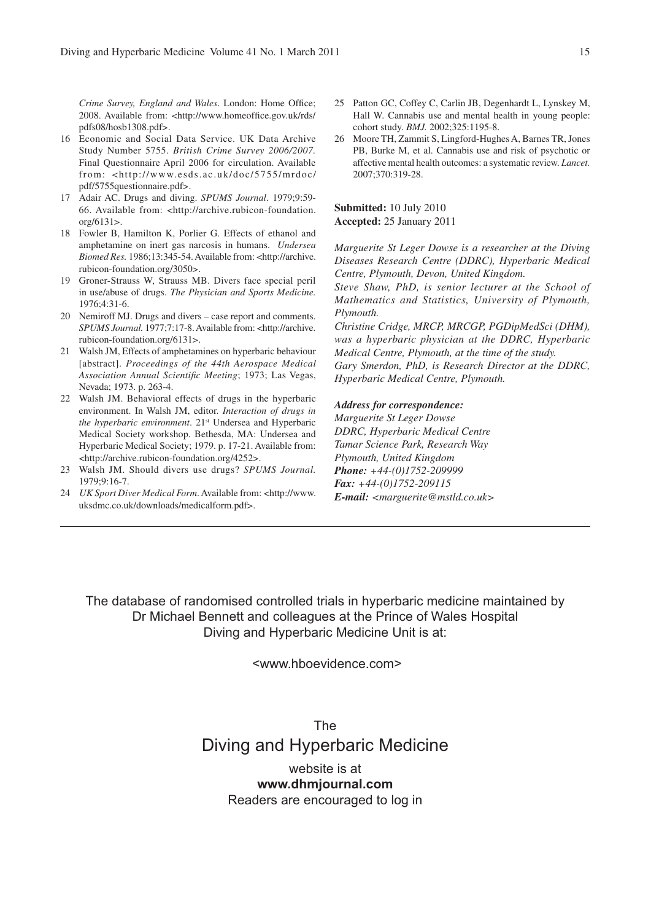*Crime Survey, England and Wales*. London: Home Office; 2008. Available from: <http://www.homeoffice.gov.uk/rds/pdfs08/hosb1308.pdf>.

16 Economic and Social Data Service. UK Data Archive Study Number 5755. *British Crime Survey 2006/2007*. Final Questionnaire April 2006 for circulation. Available from: <http://www.esds.ac.uk/doc/5755/mrdoc/pdf/5755questionnaire.pdf>.

17 Adair AC. Drugs and diving. *SPUMS Journal*. 1979;9:59-66. Available from: <http://archive.rubicon-foundation.org/6131>.

18 Fowler B, Hamilton K, Porlier G. Effects of ethanol and amphetamine on inert gas narcosis in humans. *Undersea Biomed Res*. 1986;13:345-54. Available from: <http://archive.rubicon-foundation.org/3050>.

19 Groner-Strauss W, Strauss MB. Divers face special peril in use/abuse of drugs. *The Physician and Sports Medicine*. 1976;4:31-6.

20 Nemiroff MJ. Drugs and divers – case report and comments. *SPUMS Journal*. 1977;7:17-8. Available from: <http://archive.rubicon-foundation.org/6131>.

21 Walsh JM, Effects of amphetamines on hyperbaric behaviour [abstract]. *Proceedings of the 44th Aerospace Medical Association Annual Scientific Meeting*; 1973; Las Vegas, Nevada; 1973. p. 263-4.

22 Walsh JM. Behavioral effects of drugs in the hyperbaric environment. In Walsh JM, editor. *Interaction of drugs in the hyperbaric environment*. 21st Undersea and Hyperbaric Medical Society workshop. Bethesda, MA: Undersea and Hyperbaric Medical Society; 1979. p. 17-21. Available from: <http://archive.rubicon-foundation.org/4252>.

23 Walsh JM. Should divers use drugs? *SPUMS Journal*. 1979;9:16-7.

24 *UK Sport Diver Medical Form*. Available from: <http://www.uksdmc.co.uk/downloads/medicalform.pdf>.

25 Patton GC, Coffey C, Carlin JB, Degenhardt L, Lynskey M, Hall W. Cannabis use and mental health in young people: cohort study. *BMJ*. 2002;325:1195-8.

26 Moore TH, Zammit S, Lingford-Hughes A, Barnes TR, Jones PB, Burke M, et al. Cannabis use and risk of psychotic or affective mental health outcomes: a systematic review. *Lancet*. 2007;370:319-28.

**Submitted:** 10 July 2010
**Accepted:** 25 January 2011

*Marguerite St Leger Dowse is a researcher at the Diving Diseases Research Centre (DDRC), Hyperbaric Medical Centre, Plymouth, Devon, United Kingdom.*
*Steve Shaw, PhD, is senior lecturer at the School of Mathematics and Statistics, University of Plymouth, Plymouth.*
*Christine Cridge, MRCP, MRCGP, PGDipMedSci (DHM), was a hyperbaric physician at the DDRC, Hyperbaric Medical Centre, Plymouth, at the time of the study.*
*Gary Smerdon, PhD, is Research Director at the DDRC, Hyperbaric Medical Centre, Plymouth.*

***Address for correspondence:***
*Marguerite St Leger Dowse*
*DDRC, Hyperbaric Medical Centre*
*Tamar Science Park, Research Way*
*Plymouth, United Kingdom*
***Phone:*** *+44-(0)1752-209999*
***Fax:*** *+44-(0)1752-209115*
***E-mail:*** *<marguerite@mstld.co.uk>*

---

The database of randomised controlled trials in hyperbaric medicine maintained by Dr Michael Bennett and colleagues at the Prince of Wales Hospital Diving and Hyperbaric Medicine Unit is at:

<www.hboevidence.com>

The
Diving and Hyperbaric Medicine
website is at
**www.dhmjournal.com**
Readers are encouraged to log in